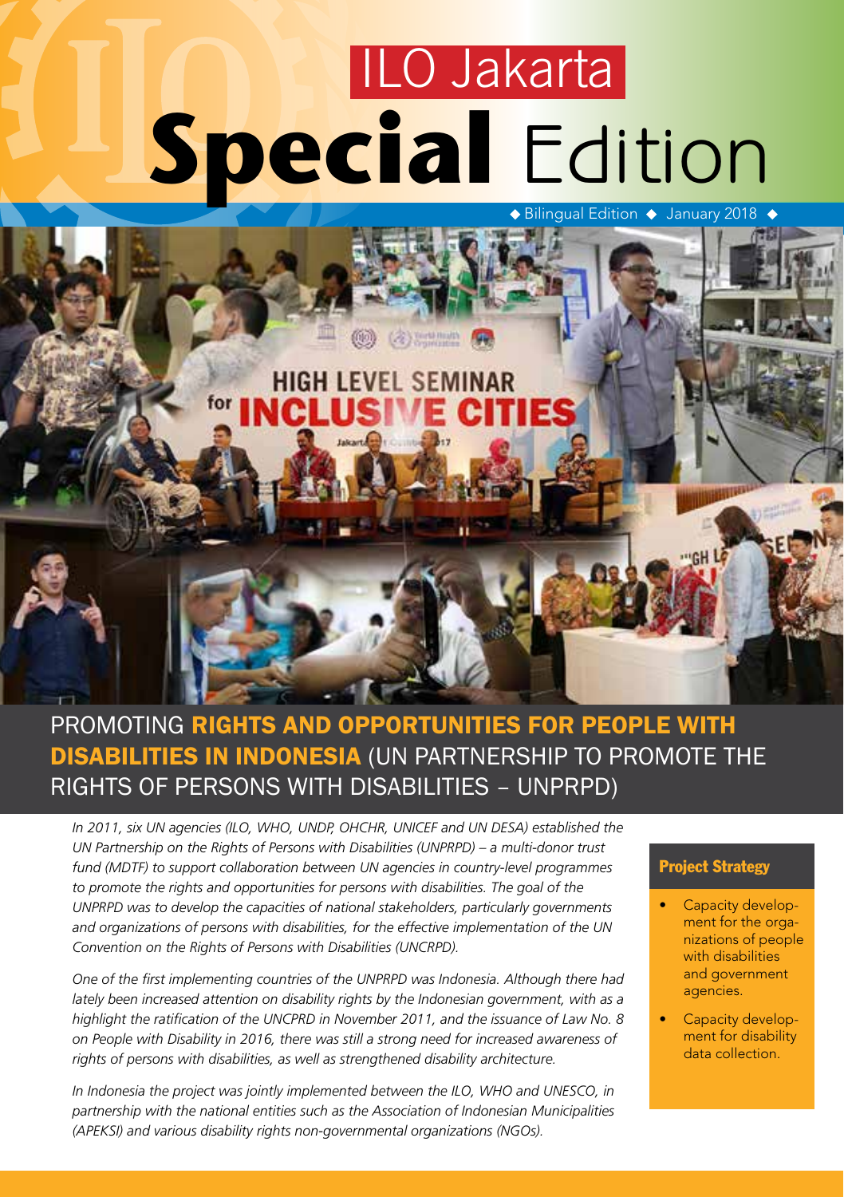# ILO Jakarta Special Edition

◆ Bilingual Edition ◆ January 2018 ◆

## PROMOTING RIGHTS AND OPPORTUNITIES FOR PEOPLE WITH DISABILITIES IN INDONESIA (UN PARTNERSHIP TO PROMOTE THE RIGHTS OF PERSONS WITH DISABILITIES – UNPRPD)

*In 2011, six UN agencies (ILO, WHO, UNDP, OHCHR, UNICEF and UN DESA) established the UN Partnership on the Rights of Persons with Disabilities (UNPRPD) – a multi-donor trust fund (MDTF) to support collaboration between UN agencies in country-level programmes to promote the rights and opportunities for persons with disabilities. The goal of the UNPRPD was to develop the capacities of national stakeholders, particularly governments and organizations of persons with disabilities, for the effective implementation of the UN Convention on the Rights of Persons with Disabilities (UNCRPD).*

*One of the first implementing countries of the UNPRPD was Indonesia. Although there had lately been increased attention on disability rights by the Indonesian government, with as a highlight the ratification of the UNCPRD in November 2011, and the issuance of Law No. 8 on People with Disability in 2016, there was still a strong need for increased awareness of rights of persons with disabilities, as well as strengthened disability architecture.*

*In Indonesia the project was jointly implemented between the ILO, WHO and UNESCO, in partnership with the national entities such as the Association of Indonesian Municipalities (APEKSI) and various disability rights non-governmental organizations (NGOs).*

### Project Strategy

- Capacity development for the organizations of people with disabilities and government agencies.
- Capacity development for disability data collection.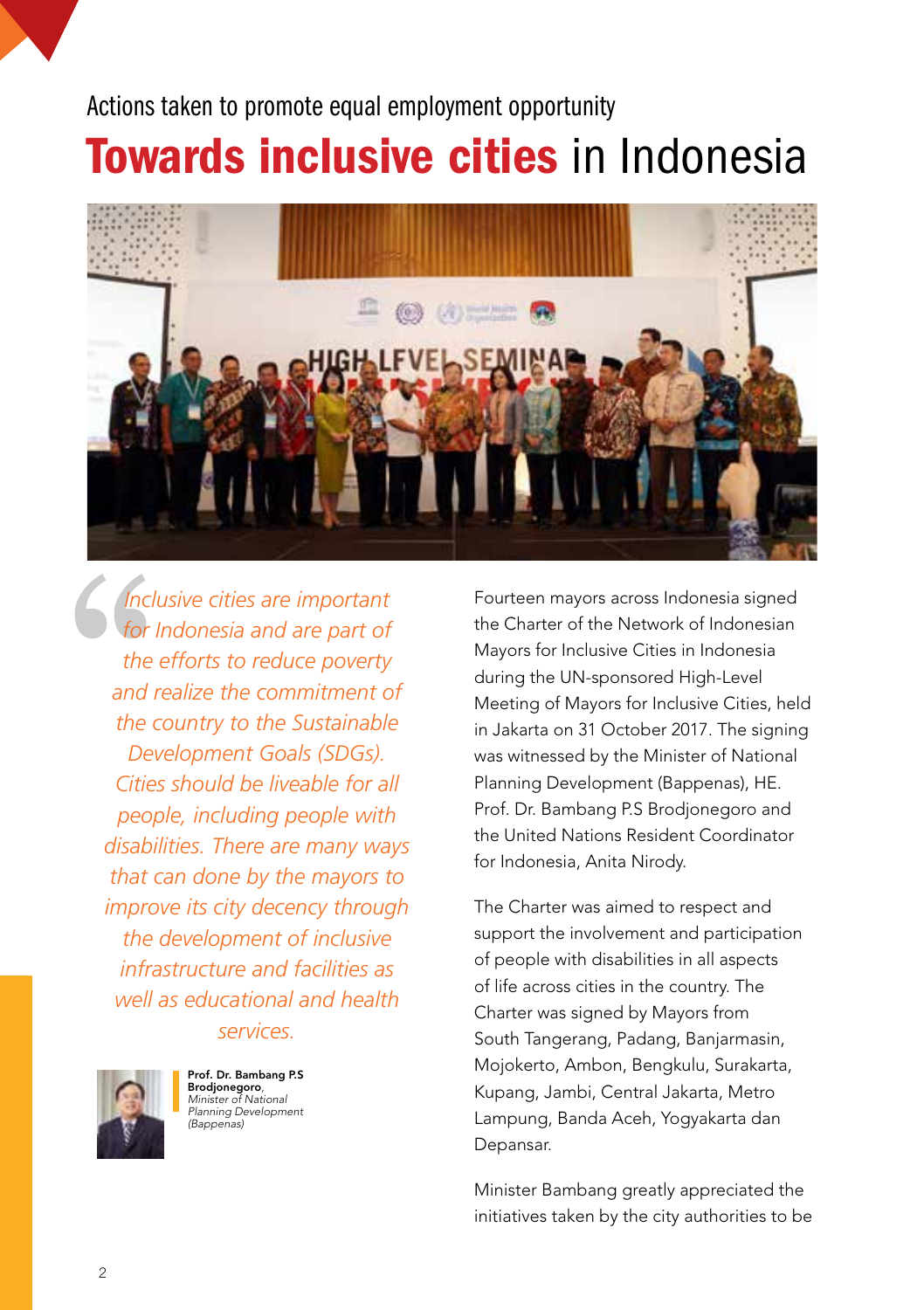Actions taken to promote equal employment opportunity

# **Towards inclusive cities** in Indonesia

> *Inclusive cities are important for Indonesia and are part of the efforts to reduce poverty and realize the commitment of the country to the Sustainable Development Goals (SDGs). Cities should be liveable for all people, including people with disabilities. There are many ways that can done by the mayors to improve its city decency through the development of inclusive infrastructure and facilities as well as educational and health services.*

**Prof. Dr. Bambang P.S Brodjonegoro**, *Minister of National Planning Development (Bappenas)*

Fourteen mayors across Indonesia signed the Charter of the Network of Indonesian Mayors for Inclusive Cities in Indonesia during the UN-sponsored High-Level Meeting of Mayors for Inclusive Cities, held in Jakarta on 31 October 2017. The signing was witnessed by the Minister of National Planning Development (Bappenas), HE. Prof. Dr. Bambang P.S Brodjonegoro and the United Nations Resident Coordinator for Indonesia, Anita Nirody.

The Charter was aimed to respect and support the involvement and participation of people with disabilities in all aspects of life across cities in the country. The Charter was signed by Mayors from South Tangerang, Padang, Banjarmasin, Mojokerto, Ambon, Bengkulu, Surakarta, Kupang, Jambi, Central Jakarta, Metro Lampung, Banda Aceh, Yogyakarta dan Depansar.

Minister Bambang greatly appreciated the initiatives taken by the city authorities to be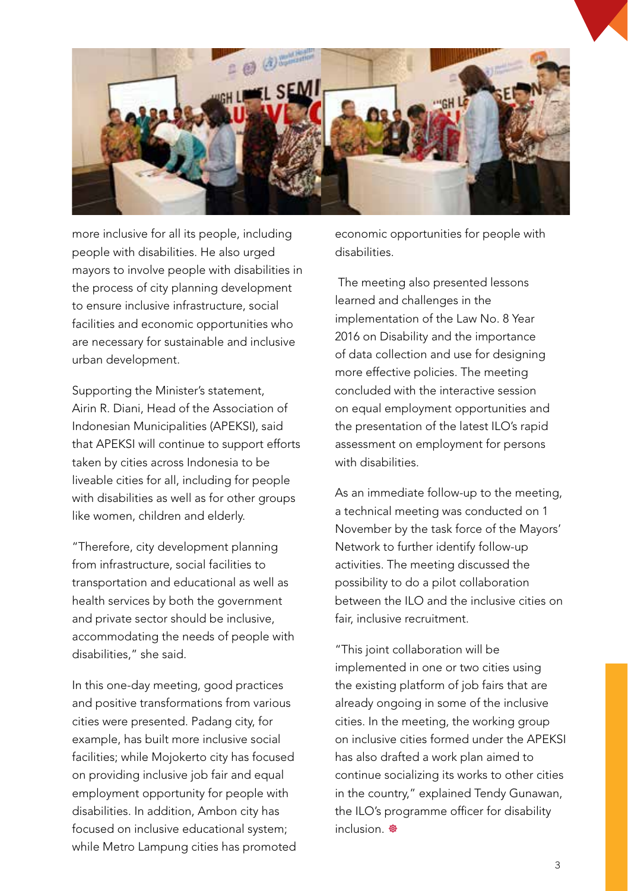more inclusive for all its people, including people with disabilities. He also urged mayors to involve people with disabilities in the process of city planning development to ensure inclusive infrastructure, social facilities and economic opportunities who are necessary for sustainable and inclusive urban development.

Supporting the Minister's statement, Airin R. Diani, Head of the Association of Indonesian Municipalities (APEKSI), said that APEKSI will continue to support efforts taken by cities across Indonesia to be liveable cities for all, including for people with disabilities as well as for other groups like women, children and elderly.

"Therefore, city development planning from infrastructure, social facilities to transportation and educational as well as health services by both the government and private sector should be inclusive, accommodating the needs of people with disabilities," she said.

In this one-day meeting, good practices and positive transformations from various cities were presented. Padang city, for example, has built more inclusive social facilities; while Mojokerto city has focused on providing inclusive job fair and equal employment opportunity for people with disabilities. In addition, Ambon city has focused on inclusive educational system; while Metro Lampung cities has promoted economic opportunities for people with disabilities.

The meeting also presented lessons learned and challenges in the implementation of the Law No. 8 Year 2016 on Disability and the importance of data collection and use for designing more effective policies. The meeting concluded with the interactive session on equal employment opportunities and the presentation of the latest ILO's rapid assessment on employment for persons with disabilities.

As an immediate follow-up to the meeting, a technical meeting was conducted on 1 November by the task force of the Mayors' Network to further identify follow-up activities. The meeting discussed the possibility to do a pilot collaboration between the ILO and the inclusive cities on fair, inclusive recruitment.

"This joint collaboration will be implemented in one or two cities using the existing platform of job fairs that are already ongoing in some of the inclusive cities. In the meeting, the working group on inclusive cities formed under the APEKSI has also drafted a work plan aimed to continue socializing its works to other cities in the country," explained Tendy Gunawan, the ILO's programme officer for disability inclusion.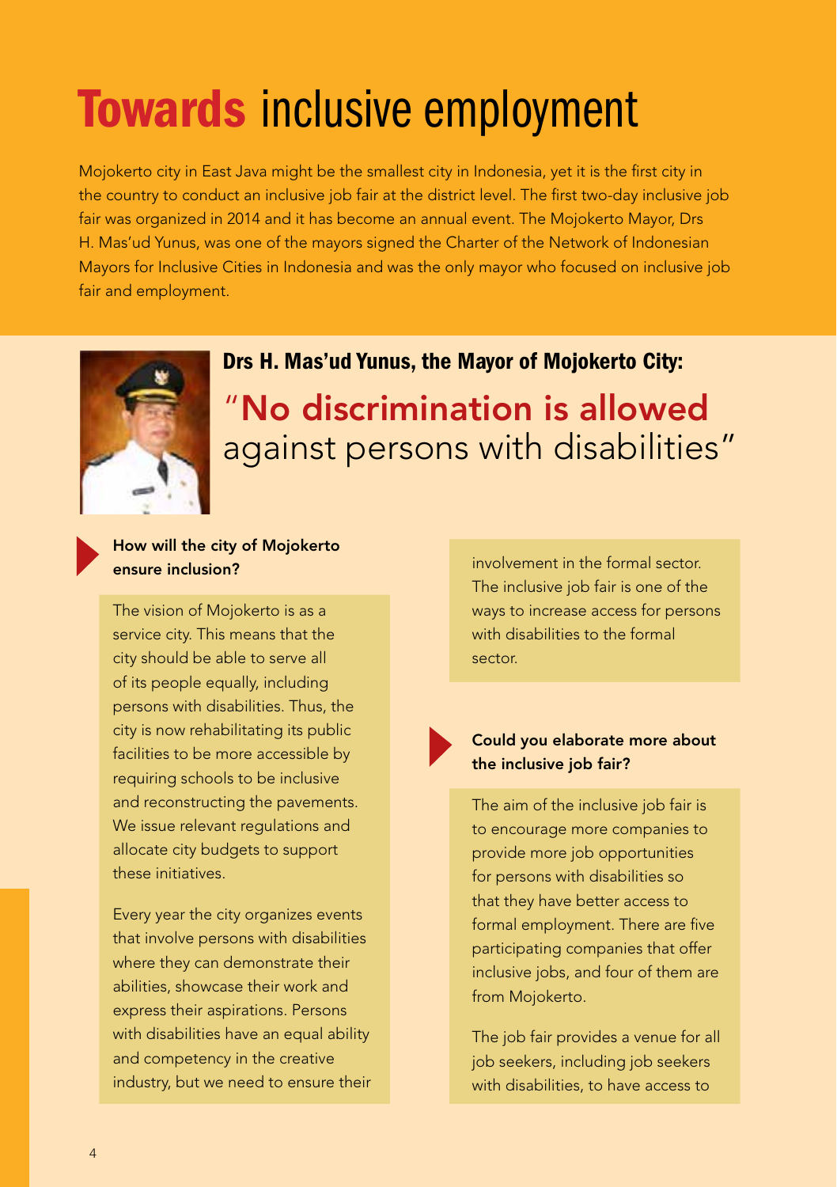# Towards inclusive employment

Mojokerto city in East Java might be the smallest city in Indonesia, yet it is the first city in the country to conduct an inclusive job fair at the district level. The first two-day inclusive job fair was organized in 2014 and it has become an annual event. The Mojokerto Mayor, Drs H. Mas'ud Yunus, was one of the mayors signed the Charter of the Network of Indonesian Mayors for Inclusive Cities in Indonesia and was the only mayor who focused on inclusive job fair and employment.

**Drs H. Mas'ud Yunus, the Mayor of Mojokerto City:**

## "No discrimination is allowed against persons with disabilities"

**How will the city of Mojokerto ensure inclusion?**

The vision of Mojokerto is as a service city. This means that the city should be able to serve all of its people equally, including persons with disabilities. Thus, the city is now rehabilitating its public facilities to be more accessible by requiring schools to be inclusive and reconstructing the pavements. We issue relevant regulations and allocate city budgets to support these initiatives.

Every year the city organizes events that involve persons with disabilities where they can demonstrate their abilities, showcase their work and express their aspirations. Persons with disabilities have an equal ability and competency in the creative industry, but we need to ensure their involvement in the formal sector. The inclusive job fair is one of the ways to increase access for persons with disabilities to the formal sector.

**Could you elaborate more about the inclusive job fair?**

The aim of the inclusive job fair is to encourage more companies to provide more job opportunities for persons with disabilities so that they have better access to formal employment. There are five participating companies that offer inclusive jobs, and four of them are from Mojokerto.

The job fair provides a venue for all job seekers, including job seekers with disabilities, to have access to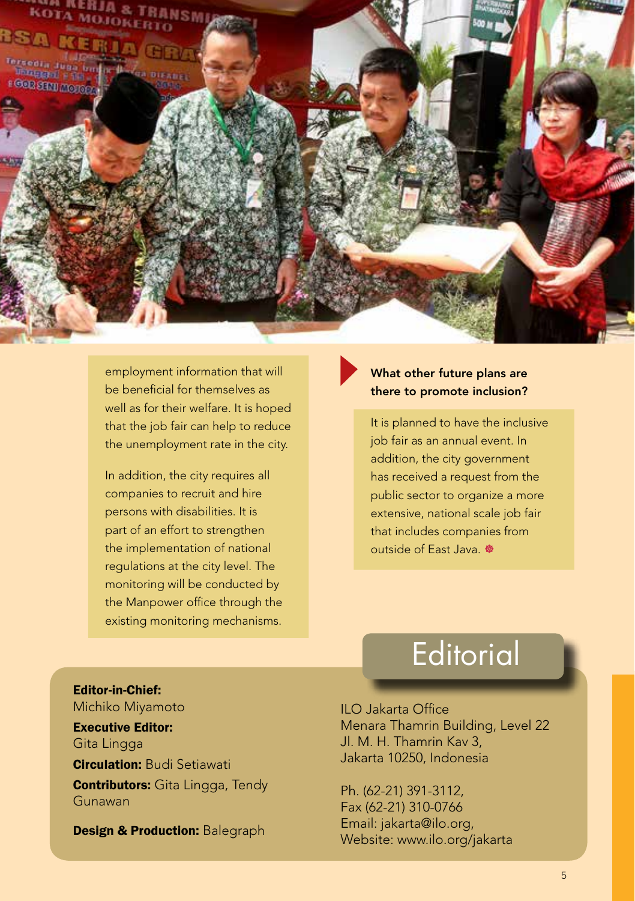employment information that will be beneficial for themselves as well as for their welfare. It is hoped that the job fair can help to reduce the unemployment rate in the city.

In addition, the city requires all companies to recruit and hire persons with disabilities. It is part of an effort to strengthen the implementation of national regulations at the city level. The monitoring will be conducted by the Manpower office through the existing monitoring mechanisms.

**What other future plans are there to promote inclusion?**

It is planned to have the inclusive job fair as an annual event. In addition, the city government has received a request from the public sector to organize a more extensive, national scale job fair that includes companies from outside of East Java.

## Editorial

**Editor-in-Chief:** Michiko Miyamoto

**Executive Editor:** Gita Lingga

**Circulation:** Budi Setiawati

**Contributors:** Gita Lingga, Tendy Gunawan

**Design & Production:** Balegraph

ILO Jakarta Office
Menara Thamrin Building, Level 22
Jl. M. H. Thamrin Kav 3,
Jakarta 10250, Indonesia

Ph. (62-21) 391-3112,
Fax (62-21) 310-0766
Email: jakarta@ilo.org,
Website: www.ilo.org/jakarta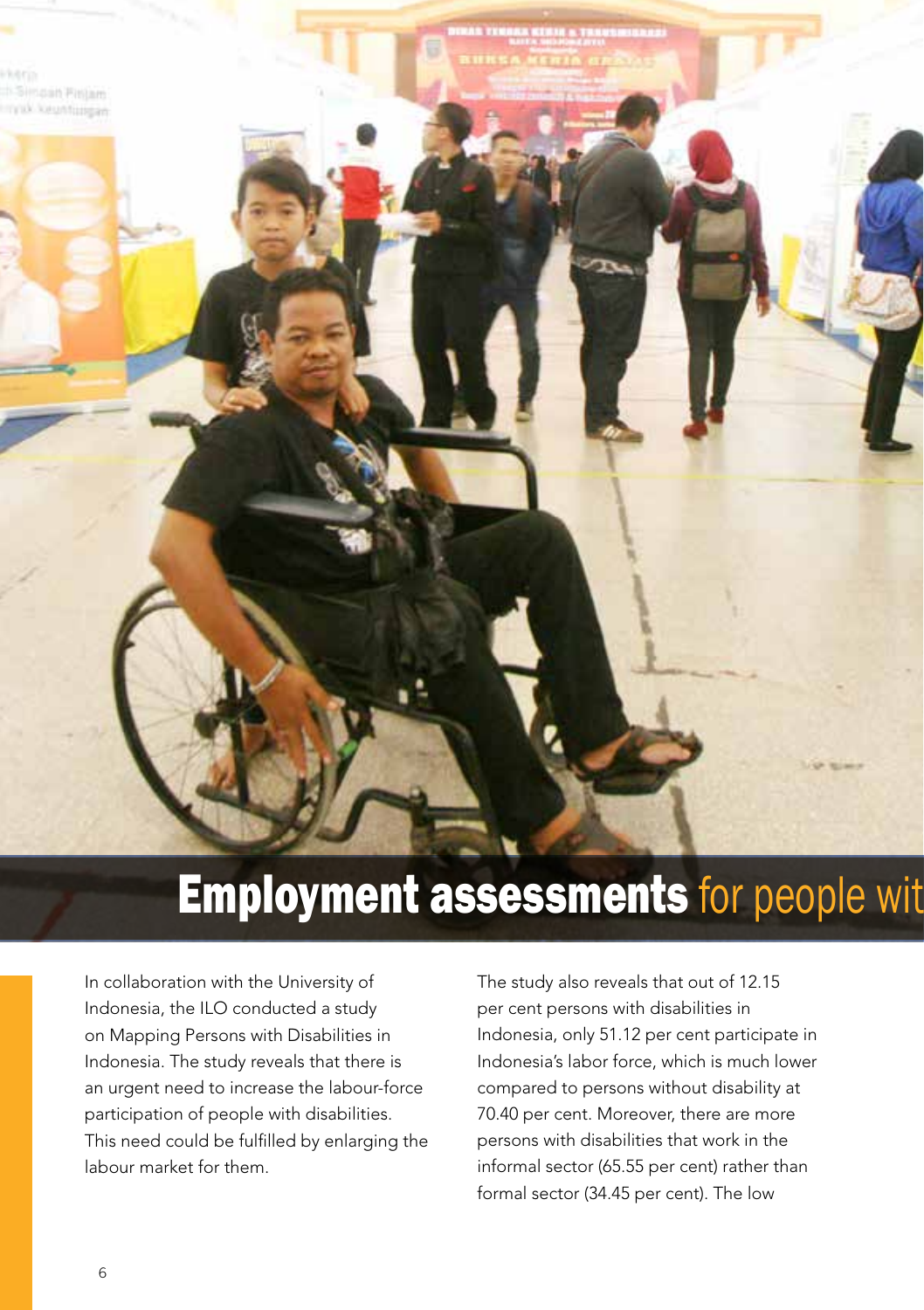# **Employment assessments** for people wit

In collaboration with the University of Indonesia, the ILO conducted a study on Mapping Persons with Disabilities in Indonesia. The study reveals that there is an urgent need to increase the labour-force participation of people with disabilities. This need could be fulfilled by enlarging the labour market for them.

The study also reveals that out of 12.15 per cent persons with disabilities in Indonesia, only 51.12 per cent participate in Indonesia's labor force, which is much lower compared to persons without disability at 70.40 per cent. Moreover, there are more persons with disabilities that work in the informal sector (65.55 per cent) rather than formal sector (34.45 per cent). The low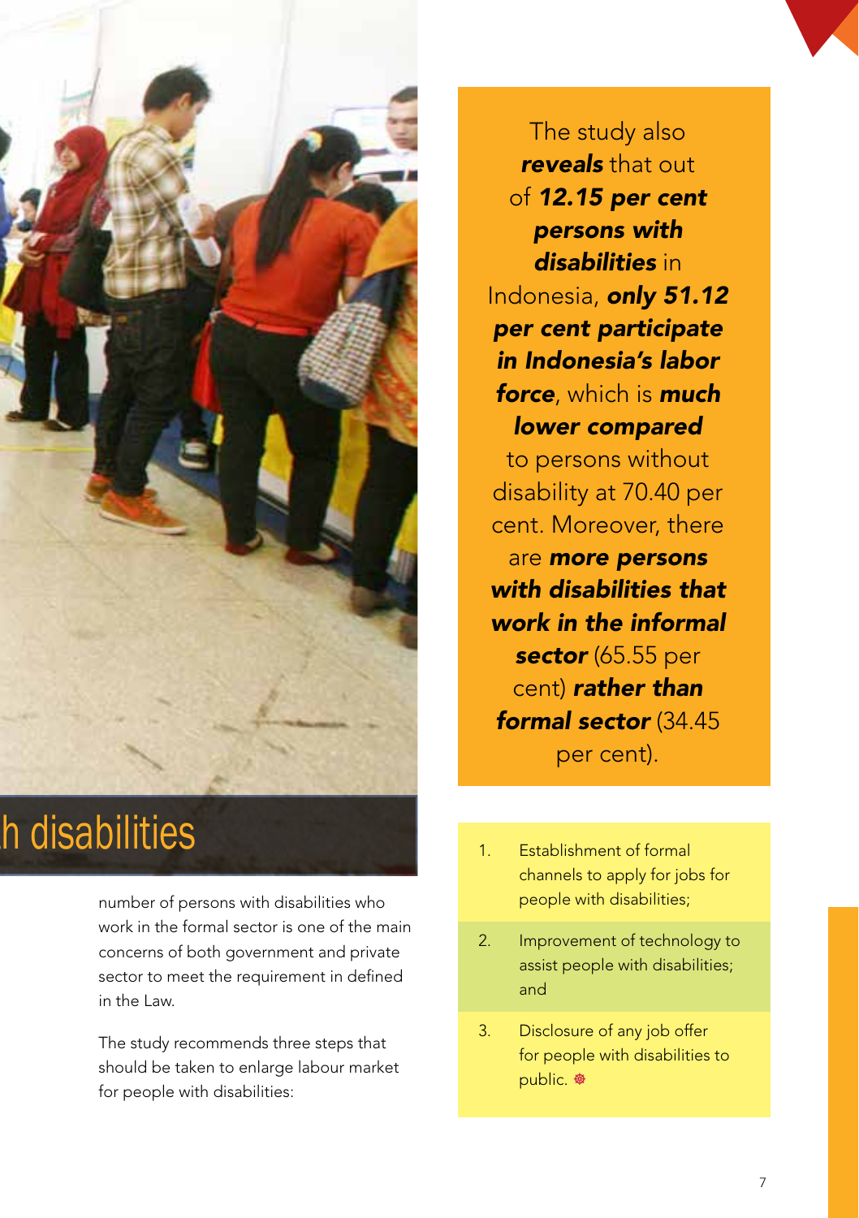## h disabilities

number of persons with disabilities who work in the formal sector is one of the main concerns of both government and private sector to meet the requirement in defined in the Law.

The study recommends three steps that should be taken to enlarge labour market for people with disabilities:

The study also ***reveals*** that out of ***12.15 per cent persons with disabilities*** in Indonesia, ***only 51.12 per cent participate in Indonesia's labor force***, which is ***much lower compared*** to persons without disability at 70.40 per cent. Moreover, there are ***more persons with disabilities that work in the informal sector*** (65.55 per cent) ***rather than formal sector*** (34.45 per cent).

1. Establishment of formal channels to apply for jobs for people with disabilities;
2. Improvement of technology to assist people with disabilities; and
3. Disclosure of any job offer for people with disabilities to public.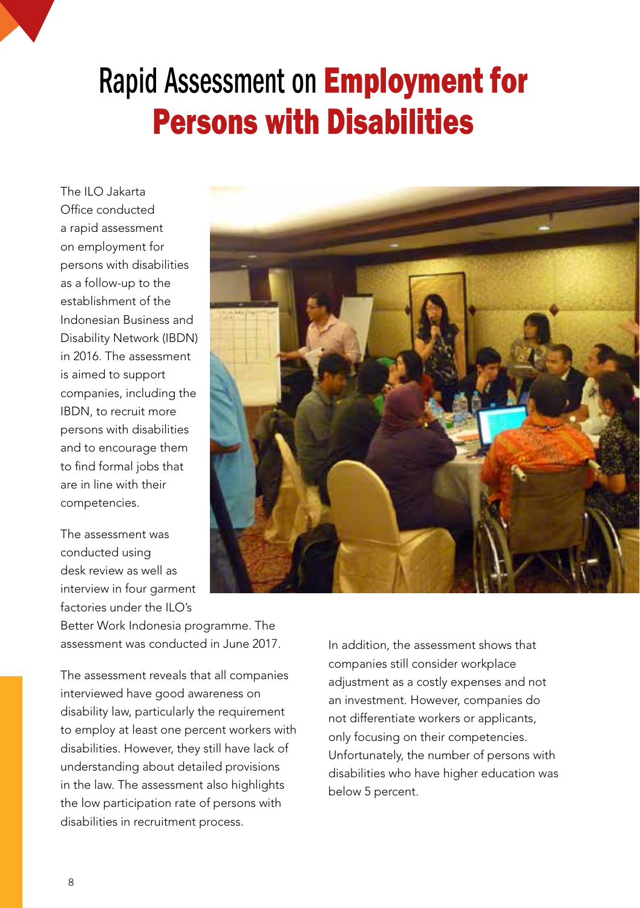# Rapid Assessment on Employment for Persons with Disabilities

The ILO Jakarta Office conducted a rapid assessment on employment for persons with disabilities as a follow-up to the establishment of the Indonesian Business and Disability Network (IBDN) in 2016. The assessment is aimed to support companies, including the IBDN, to recruit more persons with disabilities and to encourage them to find formal jobs that are in line with their competencies.

The assessment was conducted using desk review as well as interview in four garment factories under the ILO's Better Work Indonesia programme. The assessment was conducted in June 2017.

The assessment reveals that all companies interviewed have good awareness on disability law, particularly the requirement to employ at least one percent workers with disabilities. However, they still have lack of understanding about detailed provisions in the law. The assessment also highlights the low participation rate of persons with disabilities in recruitment process.

In addition, the assessment shows that companies still consider workplace adjustment as a costly expenses and not an investment. However, companies do not differentiate workers or applicants, only focusing on their competencies. Unfortunately, the number of persons with disabilities who have higher education was below 5 percent.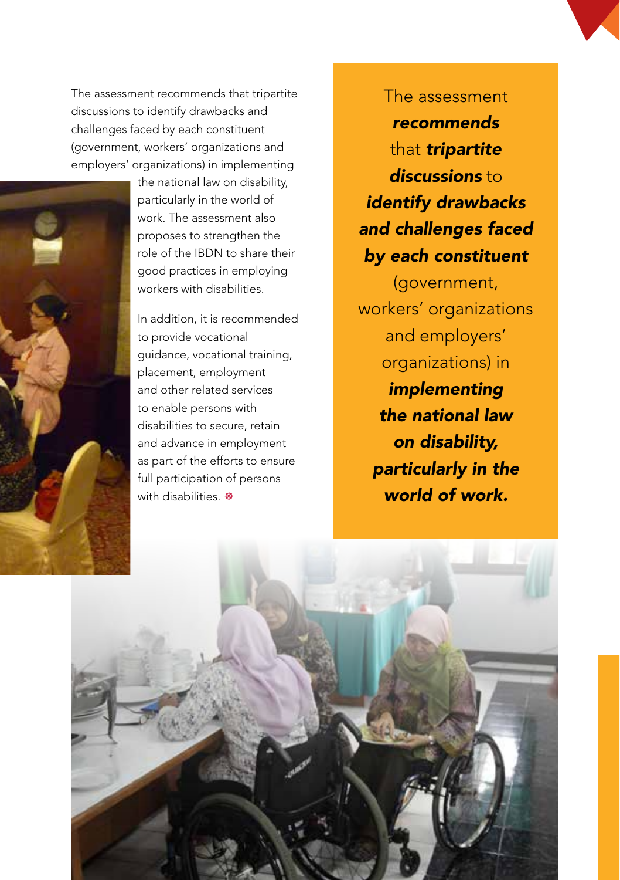The assessment recommends that tripartite discussions to identify drawbacks and challenges faced by each constituent (government, workers' organizations and employers' organizations) in implementing the national law on disability, particularly in the world of work. The assessment also proposes to strengthen the role of the IBDN to share their good practices in employing workers with disabilities.

In addition, it is recommended to provide vocational guidance, vocational training, placement, employment and other related services to enable persons with disabilities to secure, retain and advance in employment as part of the efforts to ensure full participation of persons with disabilities.

> The assessment ***recommends*** that ***tripartite discussions*** to ***identify drawbacks and challenges faced by each constituent*** (government, workers' organizations and employers' organizations) in ***implementing the national law on disability, particularly in the world of work.***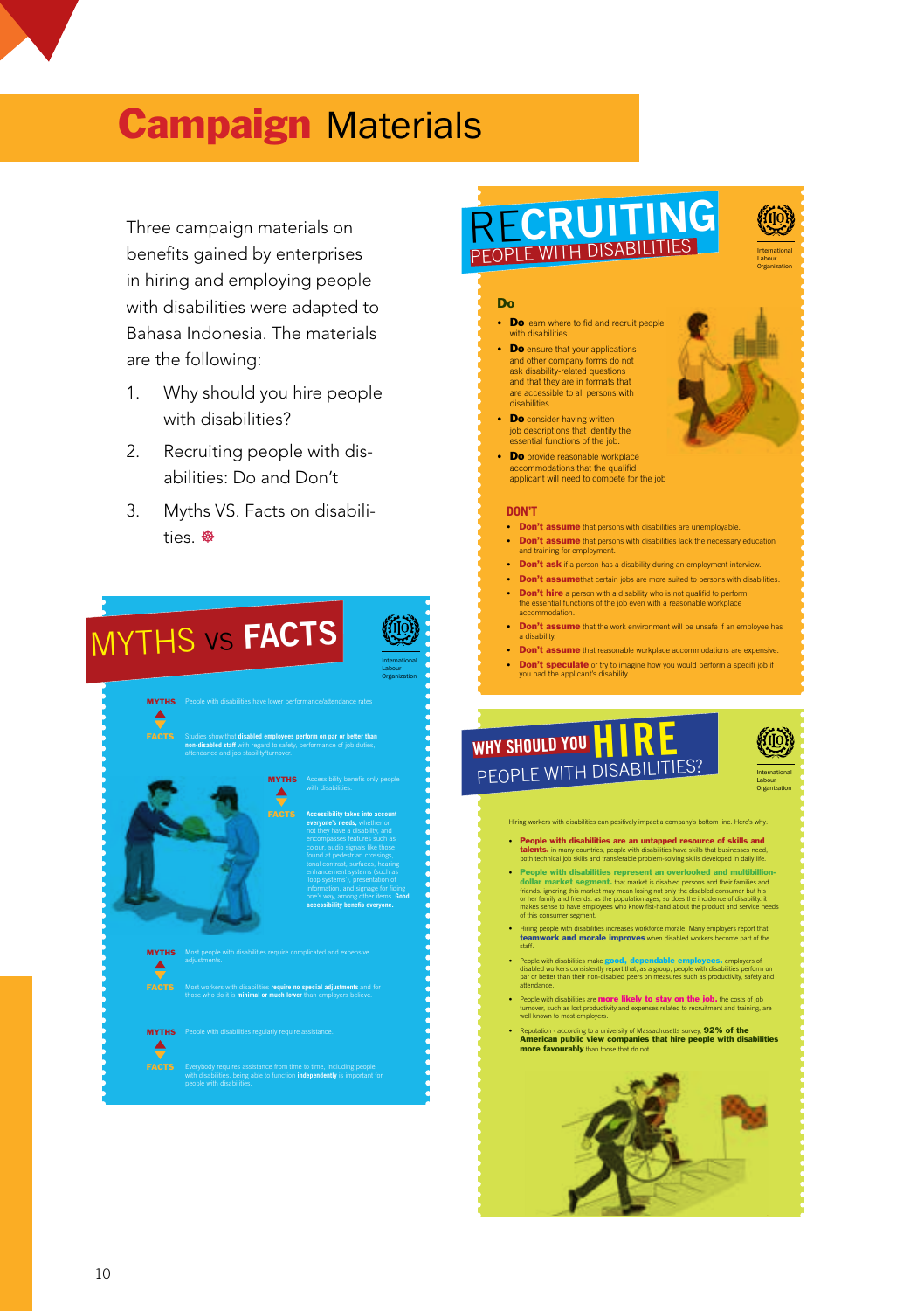# Campaign Materials

Three campaign materials on benefits gained by enterprises in hiring and employing people with disabilities were adapted to Bahasa Indonesia. The materials are the following:

1. Why should you hire people with disabilities?
2. Recruiting people with disabilities: Do and Don't
3. Myths VS. Facts on disabilities.

## RECRUITING PEOPLE WITH DISABILITIES

International Labour Organization

### Do

- **Do** learn where to fid and recruit people with disabilities.
- **Do** ensure that your applications and other company forms do not ask disability-related questions and that they are in formats that are accessible to all persons with disabilities.
- **Do** consider having written job descriptions that identify the essential functions of the job.
- **Do** provide reasonable workplace accommodations that the qualifid applicant will need to compete for the job

### DON'T

- **Don't assume** that persons with disabilities are unemployable.
- **Don't assume** that persons with disabilities lack the necessary education and training for employment.
- **Don't ask** if a person has a disability during an employment interview.
- **Don't assume**that certain jobs are more suited to persons with disabilities.
- **Don't hire** a person with a disability who is not qualified to perform the essential functions of the job even with a reasonable workplace accommodation.
- **Don't assume** that the work environment will be unsafe if an employee has a disability.
- **Don't assume** that reasonable workplace accommodations are expensive.
- **Don't speculate** or try to imagine how you would perform a specifi job if you had the applicant's disability.

## MYTHS VS FACTS

International Labour Organization

**MYTHS** People with disabilities have lower performance/attendance rates

**FACTS** Studies show that **disabled employees perform on par or better than non-disabled staff** with regard to safety, performance of job duties, attendance and job stability/turnover.

**MYTHS** Accessibility benefits only people with disabilities.

**FACTS** **Accessibility takes into account everyone's needs**, whether or not they have a disability, and encompasses features such as colour, audio signals like those found at pedestrian crossings, tonal contrast, surfaces, hearing enhancement systems (such as 'loop systems'), presentation of information, and signage for fiding one's way, among other items. **Good accessibility benefits everyone.**

**MYTHS** Most people with disabilities require complicated and expensive adjustments.

**FACTS** Most workers with disabilities **require no special adjustments** and for those who do it is **minimal or much lower** than employers believe.

**MYTHS** People with disabilities regularly require assistance.

**FACTS** Everybody requires assistance from time to time, including people with disabilities. being able to function **independently** is important for people with disabilities.

## WHY SHOULD YOU HIRE PEOPLE WITH DISABILITIES?

International Labour Organization

Hiring workers with disabilities can positively impact a company's bottom line. Here's why:

- **People with disabilities are an untapped resource of skills and talents.** in many countries, people with disabilities have skills that businesses need, both technical job skills and transferable problem-solving skills developed in daily life.
- **People with disabilities represent an overlooked and multibillion-dollar market segment.** that market is disabled persons and their families and friends. ignoring this market may mean losing not only the disabled consumer but his or her family and friends. as the population ages, so does the incidence of disability. it makes sense to have employees who know fist-hand about the product and service needs of this consumer segment.
- Hiring people with disabilities increases workforce morale. Many employers report that **teamwork and morale improves** when disabled workers become part of the staff.
- People with disabilities make **good, dependable employees.** employers of disabled workers consistently report that, as a group, people with disabilities perform on par or better than their non-disabled peers on measures such as productivity, safety and attendance.
- People with disabilities are **more likely to stay on the job.** the costs of job turnover, such as lost productivity and expenses related to recruitment and training, are well known to most employers.
- Reputation - according to a university of Massachusetts survey, **92% of the American public view companies that hire people with disabilities more favourably** than those that do not.